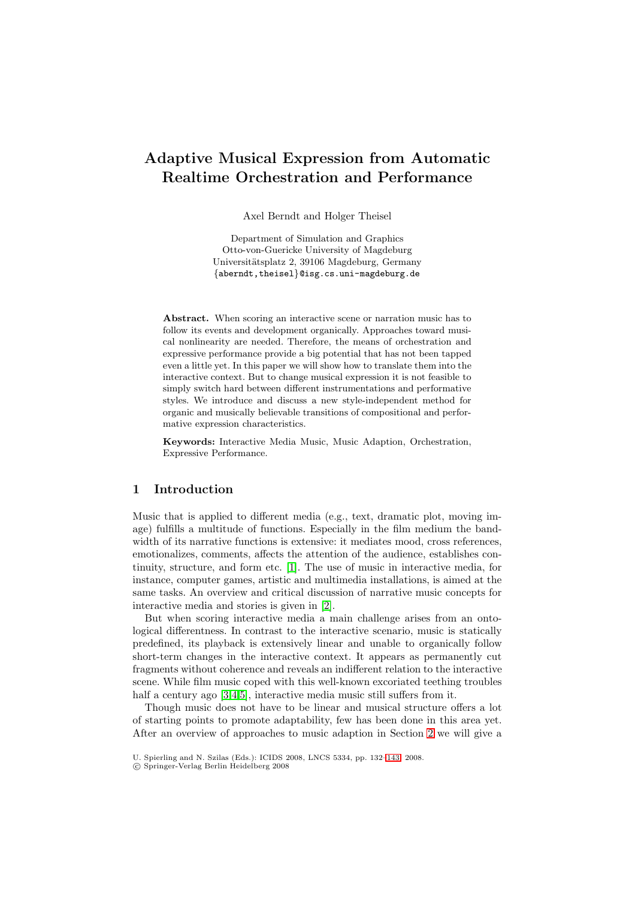# Adaptive Musical Expression from Automatic Realtime Orchestration and Performance

Axel Berndt and Holger Theisel

Department of Simulation and Graphics
Otto-von-Guericke University of Magdeburg
Universitätsplatz 2, 39106 Magdeburg, Germany
{aberndt,theisel}@isg.cs.uni-magdeburg.de

**Abstract.** When scoring an interactive scene or narration music has to follow its events and development organically. Approaches toward musical nonlinearity are needed. Therefore, the means of orchestration and expressive performance provide a big potential that has not been tapped even a little yet. In this paper we will show how to translate them into the interactive context. But to change musical expression it is not feasible to simply switch hard between different instrumentations and performative styles. We introduce and discuss a new style-independent method for organic and musically believable transitions of compositional and performative expression characteristics.

**Keywords:** Interactive Media Music, Music Adaption, Orchestration, Expressive Performance.

## 1 Introduction

Music that is applied to different media (e.g., text, dramatic plot, moving image) fulfills a multitude of functions. Especially in the film medium the bandwidth of its narrative functions is extensive: it mediates mood, cross references, emotionalizes, comments, affects the attention of the audience, establishes continuity, structure, and form etc. [1]. The use of music in interactive media, for instance, computer games, artistic and multimedia installations, is aimed at the same tasks. An overview and critical discussion of narrative music concepts for interactive media and stories is given in [2].

But when scoring interactive media a main challenge arises from an ontological differentness. In contrast to the interactive scenario, music is statically predefined, its playback is extensively linear and unable to organically follow short-term changes in the interactive context. It appears as permanently cut fragments without coherence and reveals an indifferent relation to the interactive scene. While film music coped with this well-known excoriated teething troubles half a century ago [3,4,5], interactive media music still suffers from it.

Though music does not have to be linear and musical structure offers a lot of starting points to promote adaptability, few has been done in this area yet. After an overview of approaches to music adaption in Section 2 we will give a

U. Spierling and N. Szilas (Eds.): ICIDS 2008, LNCS 5334, pp. 132–143, 2008.
© Springer-Verlag Berlin Heidelberg 2008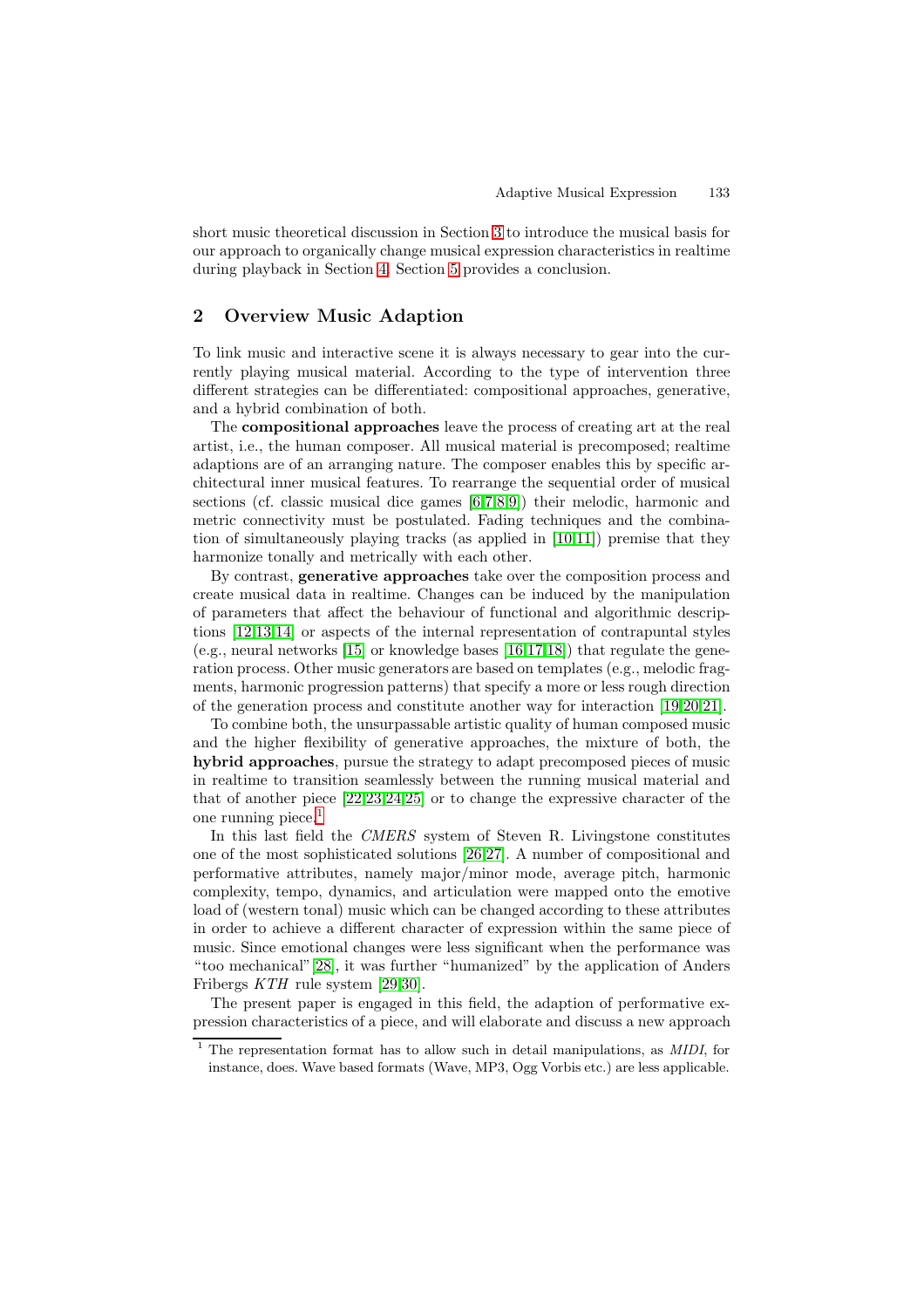short music theoretical discussion in Section 3 to introduce the musical basis for our approach to organically change musical expression characteristics in realtime during playback in Section 4. Section 5 provides a conclusion.

## 2 Overview Music Adaption

To link music and interactive scene it is always necessary to gear into the currently playing musical material. According to the type of intervention three different strategies can be differentiated: compositional approaches, generative, and a hybrid combination of both.

The **compositional approaches** leave the process of creating art at the real artist, i.e., the human composer. All musical material is precomposed; realtime adaptions are of an arranging nature. The composer enables this by specific architectural inner musical features. To rearrange the sequential order of musical sections (cf. classic musical dice games [6,7,8,9]) their melodic, harmonic and metric connectivity must be postulated. Fading techniques and the combination of simultaneously playing tracks (as applied in [10,11]) premise that they harmonize tonally and metrically with each other.

By contrast, **generative approaches** take over the composition process and create musical data in realtime. Changes can be induced by the manipulation of parameters that affect the behaviour of functional and algorithmic descriptions [12,13,14] or aspects of the internal representation of contrapuntal styles (e.g., neural networks [15] or knowledge bases [16,17,18]) that regulate the generation process. Other music generators are based on templates (e.g., melodic fragments, harmonic progression patterns) that specify a more or less rough direction of the generation process and constitute another way for interaction [19,20,21].

To combine both, the unsurpassable artistic quality of human composed music and the higher flexibility of generative approaches, the mixture of both, the **hybrid approaches**, pursue the strategy to adapt precomposed pieces of music in realtime to transition seamlessly between the running musical material and that of another piece [22,23,24,25] or to change the expressive character of the one running piece.[1]

In this last field the *CMERS* system of Steven R. Livingstone constitutes one of the most sophisticated solutions [26,27]. A number of compositional and performative attributes, namely major/minor mode, average pitch, harmonic complexity, tempo, dynamics, and articulation were mapped onto the emotive load of (western tonal) music which can be changed according to these attributes in order to achieve a different character of expression within the same piece of music. Since emotional changes were less significant when the performance was "too mechanical" [28], it was further "humanized" by the application of Anders Fribergs *KTH* rule system [29,30].

The present paper is engaged in this field, the adaption of performative expression characteristics of a piece, and will elaborate and discuss a new approach

[1] The representation format has to allow such in detail manipulations, as *MIDI*, for instance, does. Wave based formats (Wave, MP3, Ogg Vorbis etc.) are less applicable.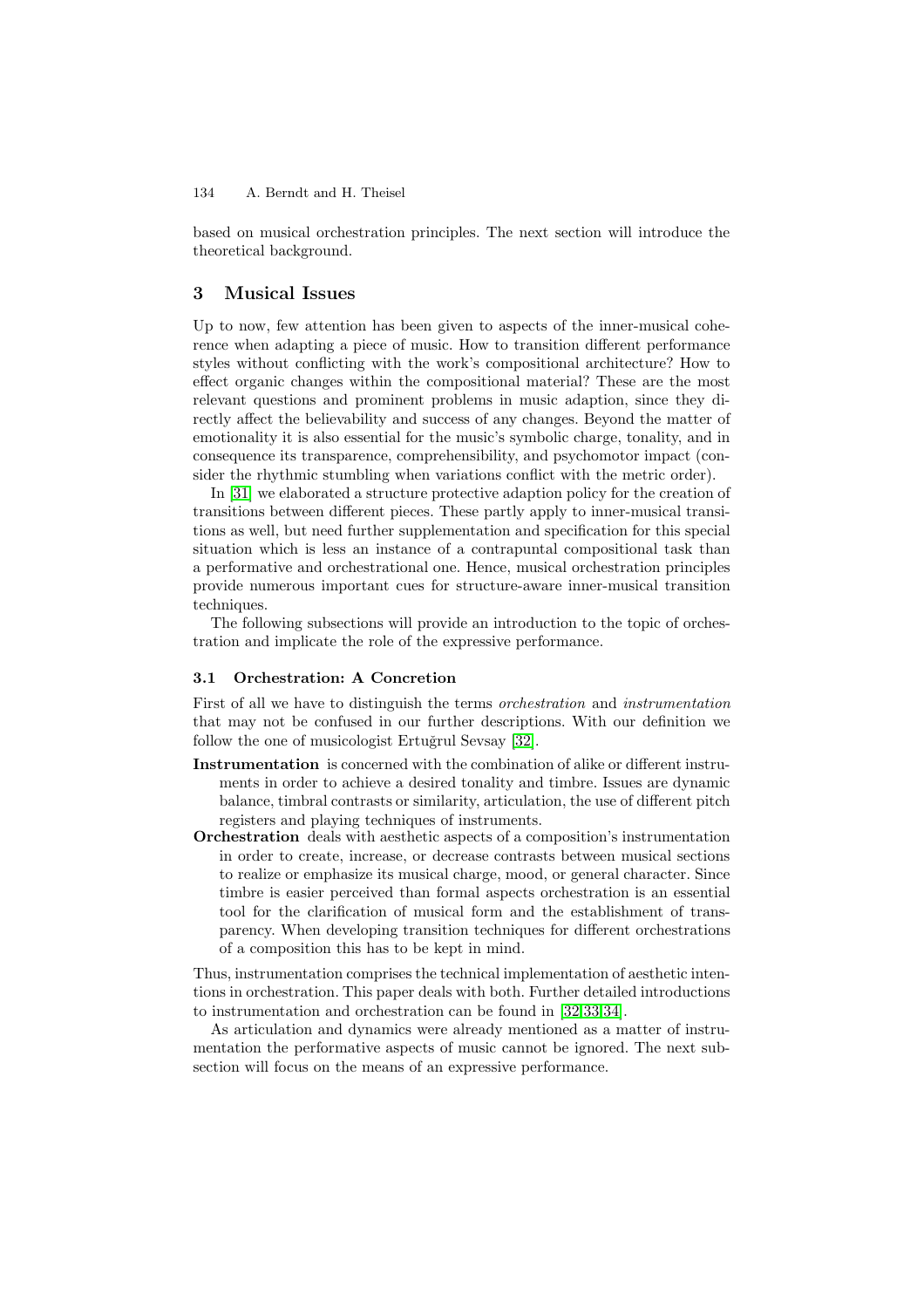based on musical orchestration principles. The next section will introduce the theoretical background.

## 3 Musical Issues

Up to now, few attention has been given to aspects of the inner-musical coherence when adapting a piece of music. How to transition different performance styles without conflicting with the work's compositional architecture? How to effect organic changes within the compositional material? These are the most relevant questions and prominent problems in music adaption, since they directly affect the believability and success of any changes. Beyond the matter of emotionality it is also essential for the music's symbolic charge, tonality, and in consequence its transparence, comprehensibility, and psychomotor impact (consider the rhythmic stumbling when variations conflict with the metric order).

In [31] we elaborated a structure protective adaption policy for the creation of transitions between different pieces. These partly apply to inner-musical transitions as well, but need further supplementation and specification for this special situation which is less an instance of a contrapuntal compositional task than a performative and orchestrational one. Hence, musical orchestration principles provide numerous important cues for structure-aware inner-musical transition techniques.

The following subsections will provide an introduction to the topic of orchestration and implicate the role of the expressive performance.

### 3.1 Orchestration: A Concretion

First of all we have to distinguish the terms *orchestration* and *instrumentation* that may not be confused in our further descriptions. With our definition we follow the one of musicologist Ertuğrul Sevsay [32].

**Instrumentation** is concerned with the combination of alike or different instruments in order to achieve a desired tonality and timbre. Issues are dynamic balance, timbral contrasts or similarity, articulation, the use of different pitch registers and playing techniques of instruments.

**Orchestration** deals with aesthetic aspects of a composition's instrumentation in order to create, increase, or decrease contrasts between musical sections to realize or emphasize its musical charge, mood, or general character. Since timbre is easier perceived than formal aspects orchestration is an essential tool for the clarification of musical form and the establishment of transparency. When developing transition techniques for different orchestrations of a composition this has to be kept in mind.

Thus, instrumentation comprises the technical implementation of aesthetic intentions in orchestration. This paper deals with both. Further detailed introductions to instrumentation and orchestration can be found in [32,33,34].

As articulation and dynamics were already mentioned as a matter of instrumentation the performative aspects of music cannot be ignored. The next subsection will focus on the means of an expressive performance.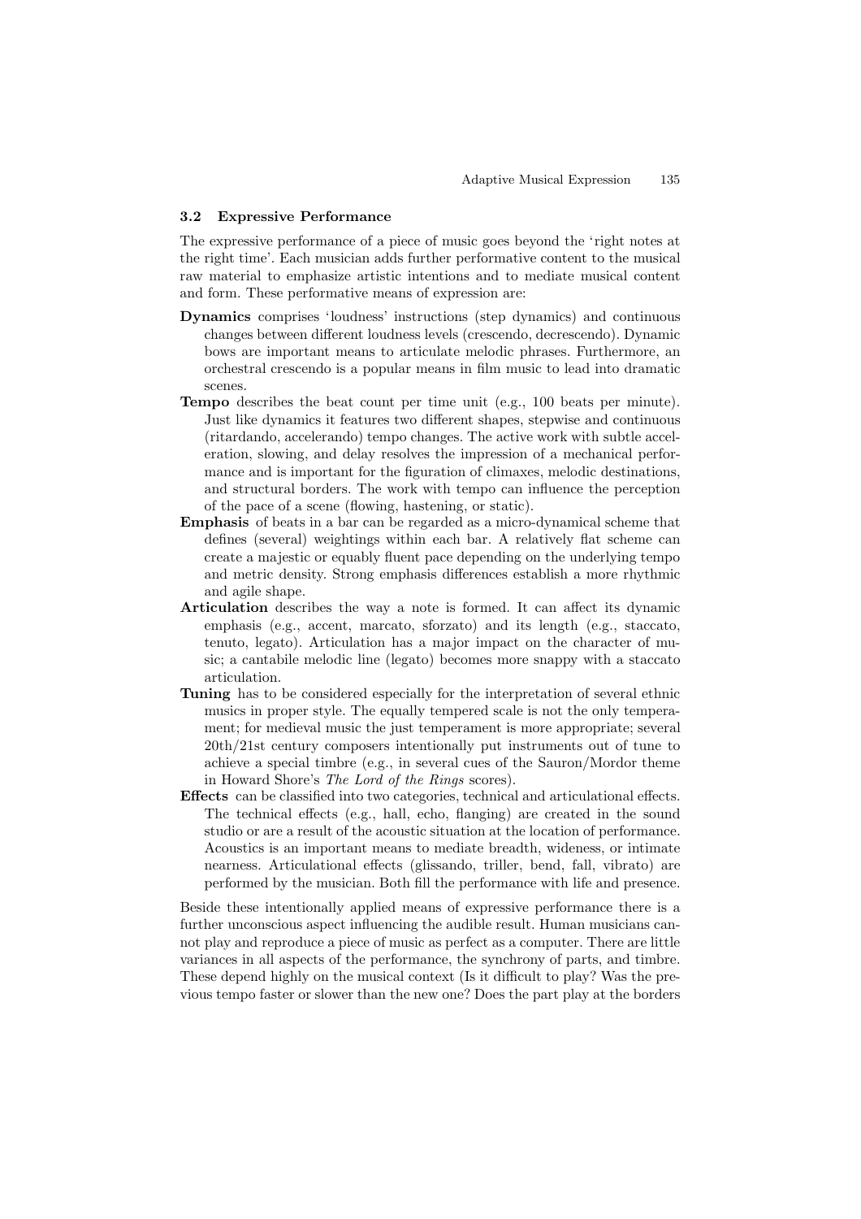### 3.2 Expressive Performance

The expressive performance of a piece of music goes beyond the 'right notes at the right time'. Each musician adds further performative content to the musical raw material to emphasize artistic intentions and to mediate musical content and form. These performative means of expression are:

**Dynamics** comprises 'loudness' instructions (step dynamics) and continuous changes between different loudness levels (crescendo, decrescendo). Dynamic bows are important means to articulate melodic phrases. Furthermore, an orchestral crescendo is a popular means in film music to lead into dramatic scenes.

**Tempo** describes the beat count per time unit (e.g., 100 beats per minute). Just like dynamics it features two different shapes, stepwise and continuous (ritardando, accelerando) tempo changes. The active work with subtle acceleration, slowing, and delay resolves the impression of a mechanical performance and is important for the figuration of climaxes, melodic destinations, and structural borders. The work with tempo can influence the perception of the pace of a scene (flowing, hastening, or static).

**Emphasis** of beats in a bar can be regarded as a micro-dynamical scheme that defines (several) weightings within each bar. A relatively flat scheme can create a majestic or equably fluent pace depending on the underlying tempo and metric density. Strong emphasis differences establish a more rhythmic and agile shape.

**Articulation** describes the way a note is formed. It can affect its dynamic emphasis (e.g., accent, marcato, sforzato) and its length (e.g., staccato, tenuto, legato). Articulation has a major impact on the character of music; a cantabile melodic line (legato) becomes more snappy with a staccato articulation.

**Tuning** has to be considered especially for the interpretation of several ethnic musics in proper style. The equally tempered scale is not the only temperament; for medieval music the just temperament is more appropriate; several 20th/21st century composers intentionally put instruments out of tune to achieve a special timbre (e.g., in several cues of the Sauron/Mordor theme in Howard Shore's *The Lord of the Rings* scores).

**Effects** can be classified into two categories, technical and articulational effects. The technical effects (e.g., hall, echo, flanging) are created in the sound studio or are a result of the acoustic situation at the location of performance. Acoustics is an important means to mediate breadth, wideness, or intimate nearness. Articulational effects (glissando, triller, bend, fall, vibrato) are performed by the musician. Both fill the performance with life and presence.

Beside these intentionally applied means of expressive performance there is a further unconscious aspect influencing the audible result. Human musicians cannot play and reproduce a piece of music as perfect as a computer. There are little variances in all aspects of the performance, the synchrony of parts, and timbre. These depend highly on the musical context (Is it difficult to play? Was the previous tempo faster or slower than the new one? Does the part play at the borders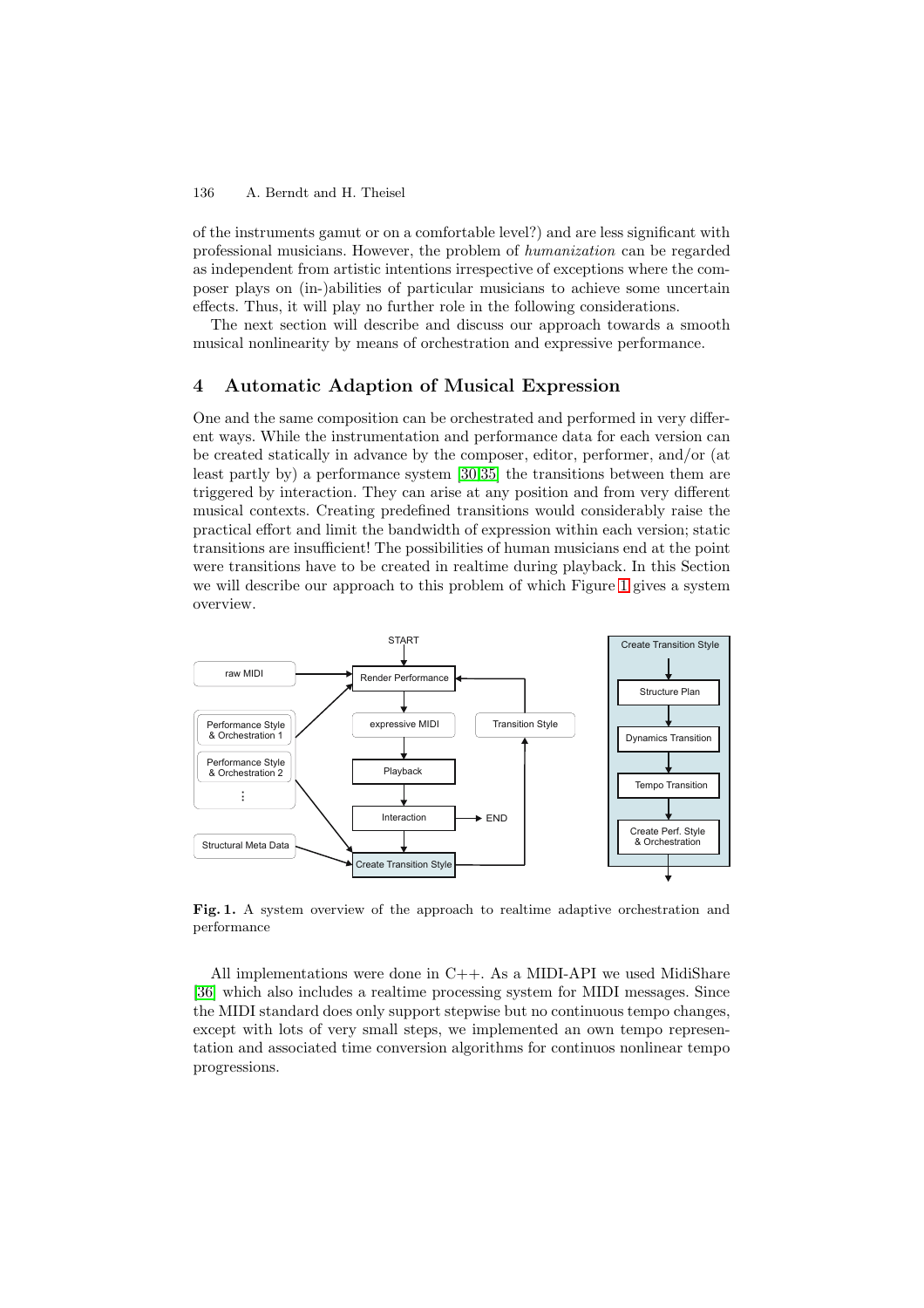of the instruments gamut or on a comfortable level?) and are less significant with professional musicians. However, the problem of *humanization* can be regarded as independent from artistic intentions irrespective of exceptions where the composer plays on (in-)abilities of particular musicians to achieve some uncertain effects. Thus, it will play no further role in the following considerations.

The next section will describe and discuss our approach towards a smooth musical nonlinearity by means of orchestration and expressive performance.

## 4 Automatic Adaption of Musical Expression

One and the same composition can be orchestrated and performed in very different ways. While the instrumentation and performance data for each version can be created statically in advance by the composer, editor, performer, and/or (at least partly by) a performance system [30,35] the transitions between them are triggered by interaction. They can arise at any position and from very different musical contexts. Creating predefined transitions would considerably raise the practical effort and limit the bandwidth of expression within each version; static transitions are insufficient! The possibilities of human musicians end at the point were transitions have to be created in realtime during playback. In this Section we will describe our approach to this problem of which Figure 1 gives a system overview.

**Fig. 1.** A system overview of the approach to realtime adaptive orchestration and performance

All implementations were done in C++. As a MIDI-API we used MidiShare [36] which also includes a realtime processing system for MIDI messages. Since the MIDI standard does only support stepwise but no continuous tempo changes, except with lots of very small steps, we implemented an own tempo representation and associated time conversion algorithms for continuos nonlinear tempo progressions.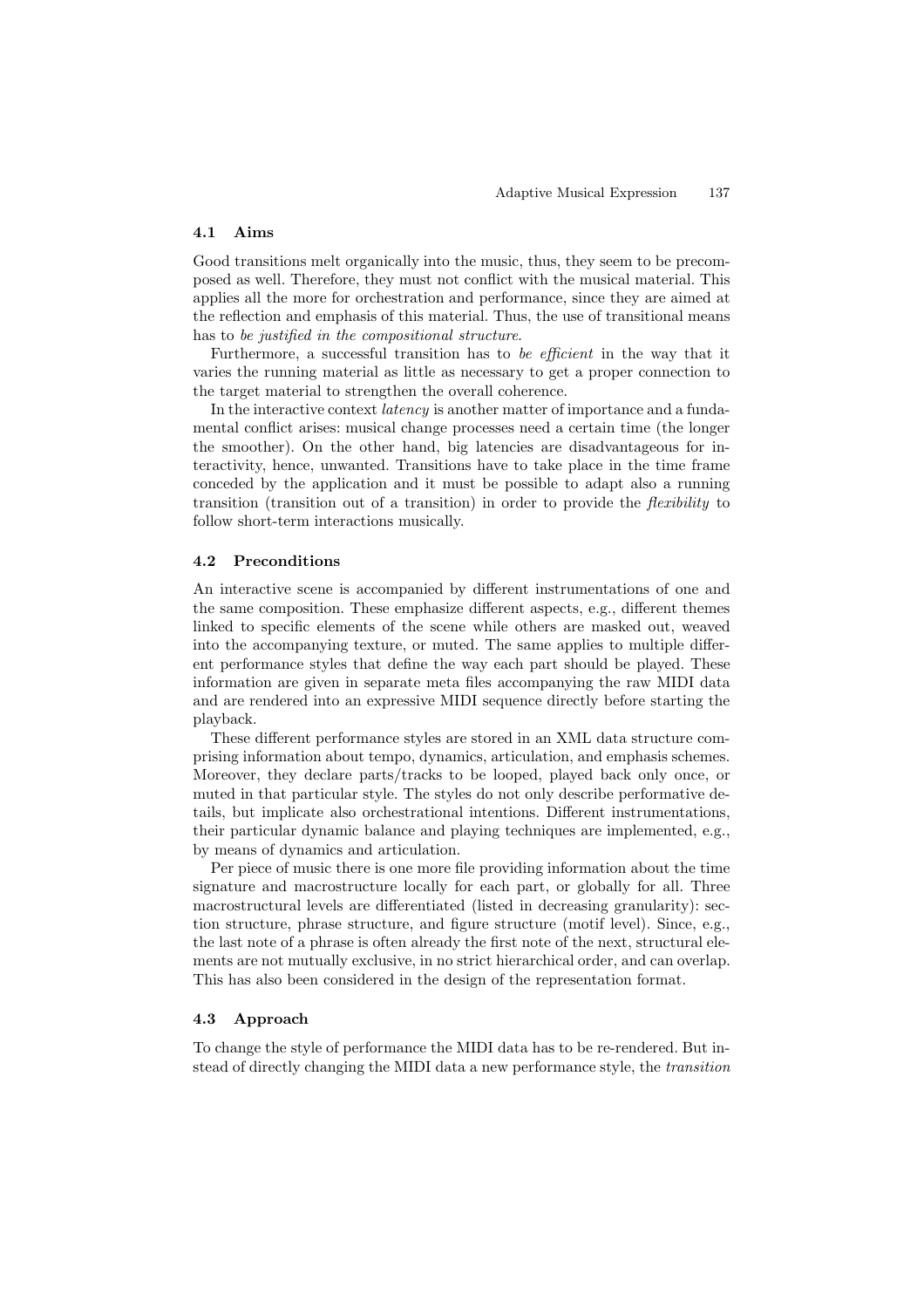### 4.1 Aims

Good transitions melt organically into the music, thus, they seem to be precomposed as well. Therefore, they must not conflict with the musical material. This applies all the more for orchestration and performance, since they are aimed at the reflection and emphasis of this material. Thus, the use of transitional means has to *be justified in the compositional structure*.

Furthermore, a successful transition has to *be efficient* in the way that it varies the running material as little as necessary to get a proper connection to the target material to strengthen the overall coherence.

In the interactive context *latency* is another matter of importance and a fundamental conflict arises: musical change processes need a certain time (the longer the smoother). On the other hand, big latencies are disadvantageous for interactivity, hence, unwanted. Transitions have to take place in the time frame conceded by the application and it must be possible to adapt also a running transition (transition out of a transition) in order to provide the *flexibility* to follow short-term interactions musically.

### 4.2 Preconditions

An interactive scene is accompanied by different instrumentations of one and the same composition. These emphasize different aspects, e.g., different themes linked to specific elements of the scene while others are masked out, weaved into the accompanying texture, or muted. The same applies to multiple different performance styles that define the way each part should be played. These information are given in separate meta files accompanying the raw MIDI data and are rendered into an expressive MIDI sequence directly before starting the playback.

These different performance styles are stored in an XML data structure comprising information about tempo, dynamics, articulation, and emphasis schemes. Moreover, they declare parts/tracks to be looped, played back only once, or muted in that particular style. The styles do not only describe performative details, but implicate also orchestrational intentions. Different instrumentations, their particular dynamic balance and playing techniques are implemented, e.g., by means of dynamics and articulation.

Per piece of music there is one more file providing information about the time signature and macrostructure locally for each part, or globally for all. Three macrostructural levels are differentiated (listed in decreasing granularity): section structure, phrase structure, and figure structure (motif level). Since, e.g., the last note of a phrase is often already the first note of the next, structural elements are not mutually exclusive, in no strict hierarchical order, and can overlap. This has also been considered in the design of the representation format.

### 4.3 Approach

To change the style of performance the MIDI data has to be re-rendered. But instead of directly changing the MIDI data a new performance style, the *transition*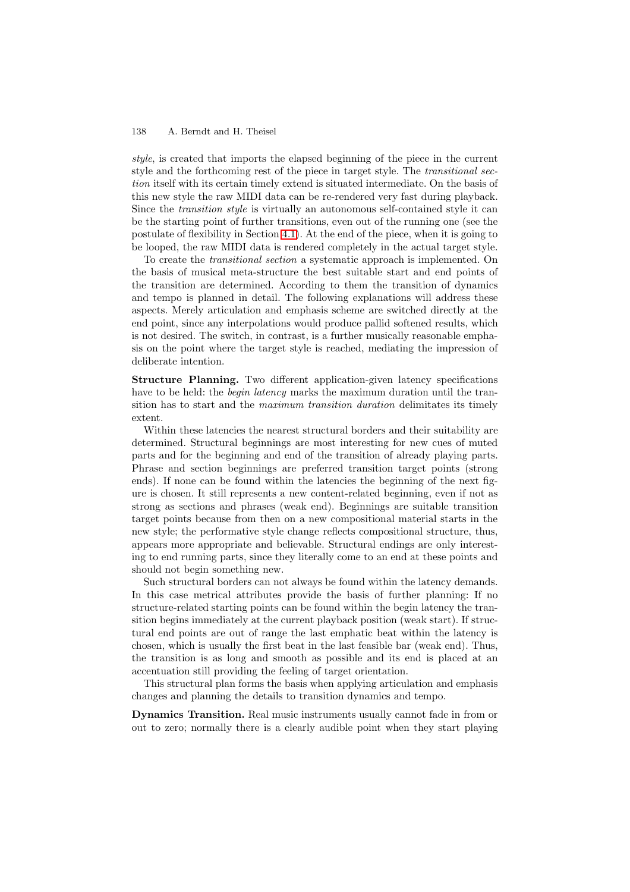*style*, is created that imports the elapsed beginning of the piece in the current style and the forthcoming rest of the piece in target style. The *transitional section* itself with its certain timely extend is situated intermediate. On the basis of this new style the raw MIDI data can be re-rendered very fast during playback. Since the *transition style* is virtually an autonomous self-contained style it can be the starting point of further transitions, even out of the running one (see the postulate of flexibility in Section 4.1). At the end of the piece, when it is going to be looped, the raw MIDI data is rendered completely in the actual target style.

To create the *transitional section* a systematic approach is implemented. On the basis of musical meta-structure the best suitable start and end points of the transition are determined. According to them the transition of dynamics and tempo is planned in detail. The following explanations will address these aspects. Merely articulation and emphasis scheme are switched directly at the end point, since any interpolations would produce pallid softened results, which is not desired. The switch, in contrast, is a further musically reasonable emphasis on the point where the target style is reached, mediating the impression of deliberate intention.

**Structure Planning.** Two different application-given latency specifications have to be held: the *begin latency* marks the maximum duration until the transition has to start and the *maximum transition duration* delimitates its timely extent.

Within these latencies the nearest structural borders and their suitability are determined. Structural beginnings are most interesting for new cues of muted parts and for the beginning and end of the transition of already playing parts. Phrase and section beginnings are preferred transition target points (strong ends). If none can be found within the latencies the beginning of the next figure is chosen. It still represents a new content-related beginning, even if not as strong as sections and phrases (weak end). Beginnings are suitable transition target points because from then on a new compositional material starts in the new style; the performative style change reflects compositional structure, thus, appears more appropriate and believable. Structural endings are only interesting to end running parts, since they literally come to an end at these points and should not begin something new.

Such structural borders can not always be found within the latency demands. In this case metrical attributes provide the basis of further planning: If no structure-related starting points can be found within the begin latency the transition begins immediately at the current playback position (weak start). If structural end points are out of range the last emphatic beat within the latency is chosen, which is usually the first beat in the last feasible bar (weak end). Thus, the transition is as long and smooth as possible and its end is placed at an accentuation still providing the feeling of target orientation.

This structural plan forms the basis when applying articulation and emphasis changes and planning the details to transition dynamics and tempo.

**Dynamics Transition.** Real music instruments usually cannot fade in from or out to zero; normally there is a clearly audible point when they start playing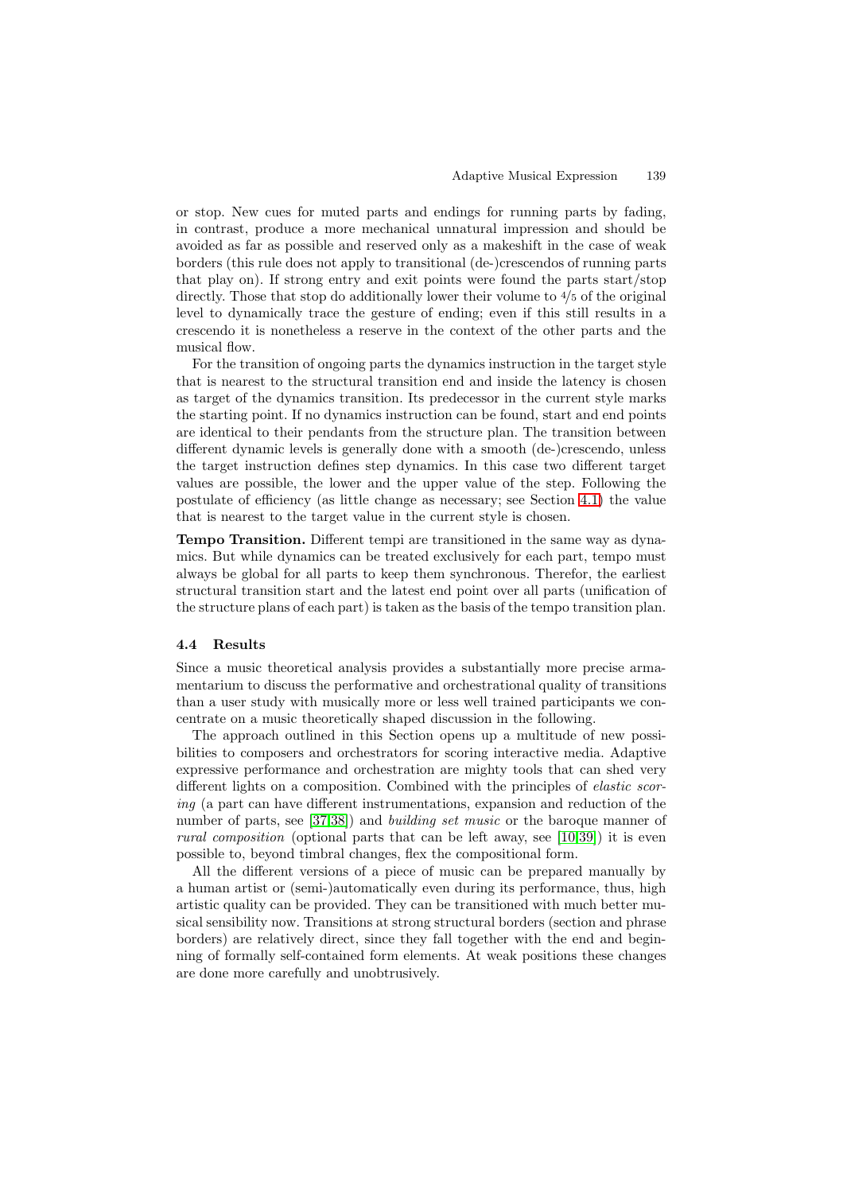or stop. New cues for muted parts and endings for running parts by fading, in contrast, produce a more mechanical unnatural impression and should be avoided as far as possible and reserved only as a makeshift in the case of weak borders (this rule does not apply to transitional (de-)crescendos of running parts that play on). If strong entry and exit points were found the parts start/stop directly. Those that stop do additionally lower their volume to $4/5$ of the original level to dynamically trace the gesture of ending; even if this still results in a crescendo it is nonetheless a reserve in the context of the other parts and the musical flow.

For the transition of ongoing parts the dynamics instruction in the target style that is nearest to the structural transition end and inside the latency is chosen as target of the dynamics transition. Its predecessor in the current style marks the starting point. If no dynamics instruction can be found, start and end points are identical to their pendants from the structure plan. The transition between different dynamic levels is generally done with a smooth (de-)crescendo, unless the target instruction defines step dynamics. In this case two different target values are possible, the lower and the upper value of the step. Following the postulate of efficiency (as little change as necessary; see Section 4.1) the value that is nearest to the target value in the current style is chosen.

**Tempo Transition.** Different tempi are transitioned in the same way as dynamics. But while dynamics can be treated exclusively for each part, tempo must always be global for all parts to keep them synchronous. Therefor, the earliest structural transition start and the latest end point over all parts (unification of the structure plans of each part) is taken as the basis of the tempo transition plan.

### 4.4 Results

Since a music theoretical analysis provides a substantially more precise armamentarium to discuss the performative and orchestrational quality of transitions than a user study with musically more or less well trained participants we concentrate on a music theoretically shaped discussion in the following.

The approach outlined in this Section opens up a multitude of new possibilities to composers and orchestrators for scoring interactive media. Adaptive expressive performance and orchestration are mighty tools that can shed very different lights on a composition. Combined with the principles of *elastic scoring* (a part can have different instrumentations, expansion and reduction of the number of parts, see [37,38]) and *building set music* or the baroque manner of *rural composition* (optional parts that can be left away, see [10,39]) it is even possible to, beyond timbral changes, flex the compositional form.

All the different versions of a piece of music can be prepared manually by a human artist or (semi-)automatically even during its performance, thus, high artistic quality can be provided. They can be transitioned with much better musical sensibility now. Transitions at strong structural borders (section and phrase borders) are relatively direct, since they fall together with the end and beginning of formally self-contained form elements. At weak positions these changes are done more carefully and unobtrusively.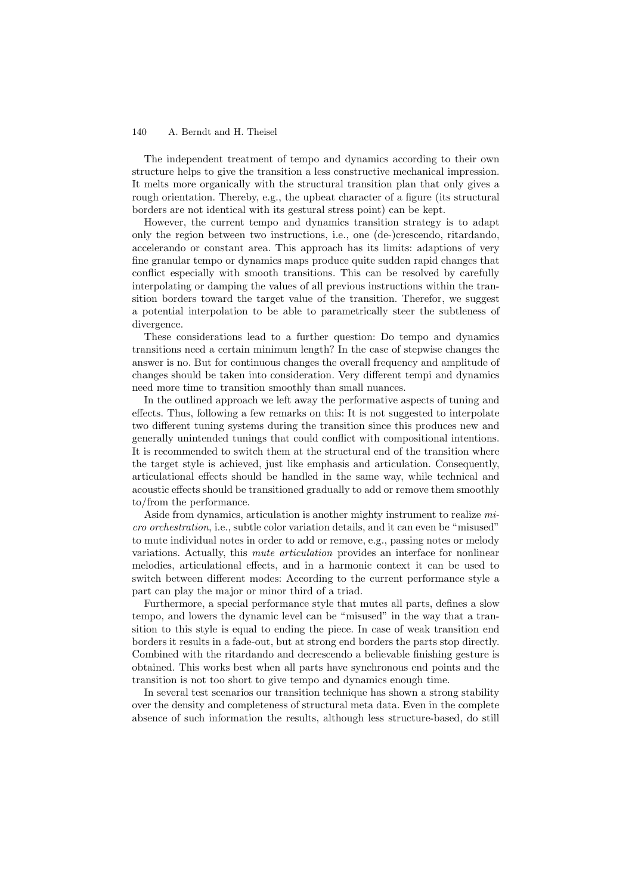The independent treatment of tempo and dynamics according to their own structure helps to give the transition a less constructive mechanical impression. It melts more organically with the structural transition plan that only gives a rough orientation. Thereby, e.g., the upbeat character of a figure (its structural borders are not identical with its gestural stress point) can be kept.

However, the current tempo and dynamics transition strategy is to adapt only the region between two instructions, i.e., one (de-)crescendo, ritardando, accelerando or constant area. This approach has its limits: adaptions of very fine granular tempo or dynamics maps produce quite sudden rapid changes that conflict especially with smooth transitions. This can be resolved by carefully interpolating or damping the values of all previous instructions within the transition borders toward the target value of the transition. Therefor, we suggest a potential interpolation to be able to parametrically steer the subtleness of divergence.

These considerations lead to a further question: Do tempo and dynamics transitions need a certain minimum length? In the case of stepwise changes the answer is no. But for continuous changes the overall frequency and amplitude of changes should be taken into consideration. Very different tempi and dynamics need more time to transition smoothly than small nuances.

In the outlined approach we left away the performative aspects of tuning and effects. Thus, following a few remarks on this: It is not suggested to interpolate two different tuning systems during the transition since this produces new and generally unintended tunings that could conflict with compositional intentions. It is recommended to switch them at the structural end of the transition where the target style is achieved, just like emphasis and articulation. Consequently, articulational effects should be handled in the same way, while technical and acoustic effects should be transitioned gradually to add or remove them smoothly to/from the performance.

Aside from dynamics, articulation is another mighty instrument to realize *micro orchestration*, i.e., subtle color variation details, and it can even be "misused" to mute individual notes in order to add or remove, e.g., passing notes or melody variations. Actually, this *mute articulation* provides an interface for nonlinear melodies, articulational effects, and in a harmonic context it can be used to switch between different modes: According to the current performance style a part can play the major or minor third of a triad.

Furthermore, a special performance style that mutes all parts, defines a slow tempo, and lowers the dynamic level can be "misused" in the way that a transition to this style is equal to ending the piece. In case of weak transition end borders it results in a fade-out, but at strong end borders the parts stop directly. Combined with the ritardando and decrescendo a believable finishing gesture is obtained. This works best when all parts have synchronous end points and the transition is not too short to give tempo and dynamics enough time.

In several test scenarios our transition technique has shown a strong stability over the density and completeness of structural meta data. Even in the complete absence of such information the results, although less structure-based, do still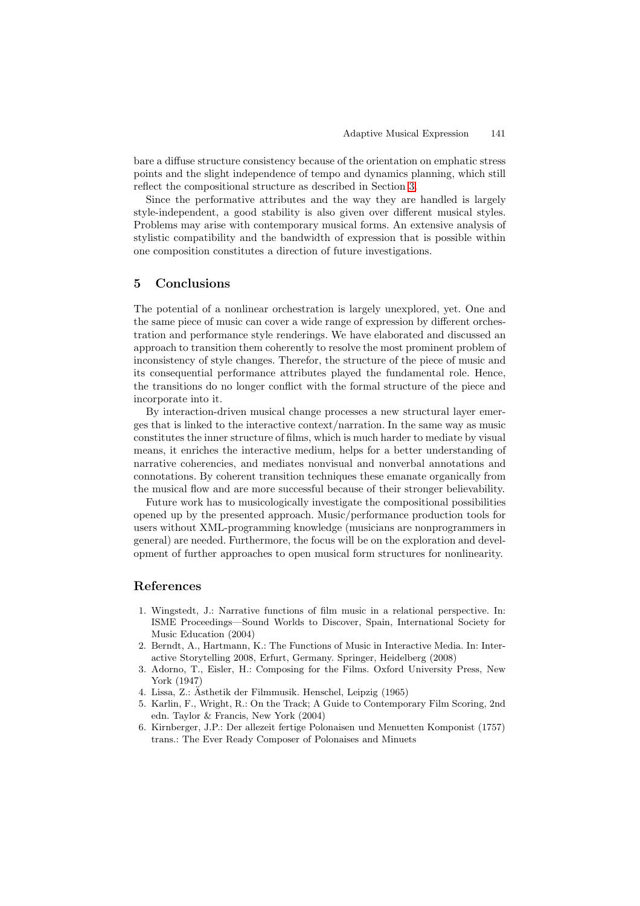bare a diffuse structure consistency because of the orientation on emphatic stress points and the slight independence of tempo and dynamics planning, which still reflect the compositional structure as described in Section 3.

Since the performative attributes and the way they are handled is largely style-independent, a good stability is also given over different musical styles. Problems may arise with contemporary musical forms. An extensive analysis of stylistic compatibility and the bandwidth of expression that is possible within one composition constitutes a direction of future investigations.

## 5 Conclusions

The potential of a nonlinear orchestration is largely unexplored, yet. One and the same piece of music can cover a wide range of expression by different orchestration and performance style renderings. We have elaborated and discussed an approach to transition them coherently to resolve the most prominent problem of inconsistency of style changes. Therefor, the structure of the piece of music and its consequential performance attributes played the fundamental role. Hence, the transitions do no longer conflict with the formal structure of the piece and incorporate into it.

By interaction-driven musical change processes a new structural layer emerges that is linked to the interactive context/narration. In the same way as music constitutes the inner structure of films, which is much harder to mediate by visual means, it enriches the interactive medium, helps for a better understanding of narrative coherencies, and mediates nonvisual and nonverbal annotations and connotations. By coherent transition techniques these emanate organically from the musical flow and are more successful because of their stronger believability.

Future work has to musicologically investigate the compositional possibilities opened up by the presented approach. Music/performance production tools for users without XML-programming knowledge (musicians are nonprogrammers in general) are needed. Furthermore, the focus will be on the exploration and development of further approaches to open musical form structures for nonlinearity.

## References

1. Wingstedt, J.: Narrative functions of film music in a relational perspective. In: ISME Proceedings—Sound Worlds to Discover, Spain, International Society for Music Education (2004)
2. Berndt, A., Hartmann, K.: The Functions of Music in Interactive Media. In: Interactive Storytelling 2008, Erfurt, Germany. Springer, Heidelberg (2008)
3. Adorno, T., Eisler, H.: Composing for the Films. Oxford University Press, New York (1947)
4. Lissa, Z.: Ästhetik der Filmmusik. Henschel, Leipzig (1965)
5. Karlin, F., Wright, R.: On the Track; A Guide to Contemporary Film Scoring, 2nd edn. Taylor & Francis, New York (2004)
6. Kirnberger, J.P.: Der allezeit fertige Polonaisen und Menuetten Komponist (1757) trans.: The Ever Ready Composer of Polonaises and Minuets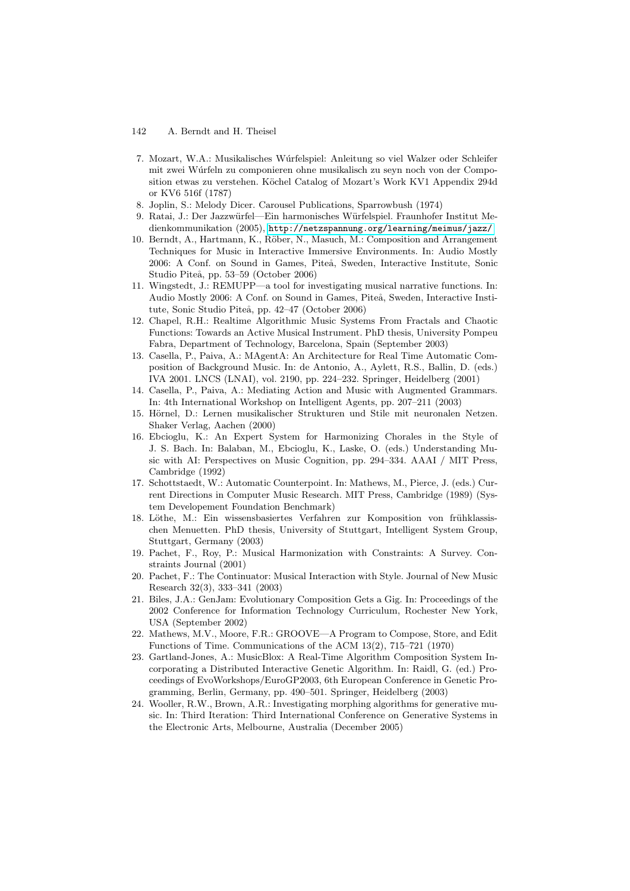7. Mozart, W.A.: Musikalisches Wúrfelspiel: Anleitung so viel Walzer oder Schleifer mit zwei Wúrfeln zu componieren ohne musikalisch zu seyn noch von der Composition etwas zu verstehen. Köchel Catalog of Mozart's Work KV1 Appendix 294d or KV6 516f (1787)
8. Joplin, S.: Melody Dicer. Carousel Publications, Sparrowbush (1974)
9. Ratai, J.: Der Jazzwürfel—Ein harmonisches Würfelspiel. Fraunhofer Institut Medienkommunikation (2005), http://netzspannung.org/learning/meimus/jazz/
10. Berndt, A., Hartmann, K., Röber, N., Masuch, M.: Composition and Arrangement Techniques for Music in Interactive Immersive Environments. In: Audio Mostly 2006: A Conf. on Sound in Games, Piteå, Sweden, Interactive Institute, Sonic Studio Piteå, pp. 53–59 (October 2006)
11. Wingstedt, J.: REMUPP—a tool for investigating musical narrative functions. In: Audio Mostly 2006: A Conf. on Sound in Games, Piteå, Sweden, Interactive Institute, Sonic Studio Piteå, pp. 42–47 (October 2006)
12. Chapel, R.H.: Realtime Algorithmic Music Systems From Fractals and Chaotic Functions: Towards an Active Musical Instrument. PhD thesis, University Pompeu Fabra, Department of Technology, Barcelona, Spain (September 2003)
13. Casella, P., Paiva, A.: MAgentA: An Architecture for Real Time Automatic Composition of Background Music. In: de Antonio, A., Aylett, R.S., Ballin, D. (eds.) IVA 2001. LNCS (LNAI), vol. 2190, pp. 224–232. Springer, Heidelberg (2001)
14. Casella, P., Paiva, A.: Mediating Action and Music with Augmented Grammars. In: 4th International Workshop on Intelligent Agents, pp. 207–211 (2003)
15. Hörnel, D.: Lernen musikalischer Strukturen und Stile mit neuronalen Netzen. Shaker Verlag, Aachen (2000)
16. Ebcioglu, K.: An Expert System for Harmonizing Chorales in the Style of J. S. Bach. In: Balaban, M., Ebcioglu, K., Laske, O. (eds.) Understanding Music with AI: Perspectives on Music Cognition, pp. 294–334. AAAI / MIT Press, Cambridge (1992)
17. Schottstaedt, W.: Automatic Counterpoint. In: Mathews, M., Pierce, J. (eds.) Current Directions in Computer Music Research. MIT Press, Cambridge (1989) (System Developement Foundation Benchmark)
18. Löthe, M.: Ein wissensbasiertes Verfahren zur Komposition von frühklassischen Menuetten. PhD thesis, University of Stuttgart, Intelligent System Group, Stuttgart, Germany (2003)
19. Pachet, F., Roy, P.: Musical Harmonization with Constraints: A Survey. Constraints Journal (2001)
20. Pachet, F.: The Continuator: Musical Interaction with Style. Journal of New Music Research 32(3), 333–341 (2003)
21. Biles, J.A.: GenJam: Evolutionary Composition Gets a Gig. In: Proceedings of the 2002 Conference for Information Technology Curriculum, Rochester New York, USA (September 2002)
22. Mathews, M.V., Moore, F.R.: GROOVE—A Program to Compose, Store, and Edit Functions of Time. Communications of the ACM 13(2), 715–721 (1970)
23. Gartland-Jones, A.: MusicBlox: A Real-Time Algorithm Composition System Incorporating a Distributed Interactive Genetic Algorithm. In: Raidl, G. (ed.) Proceedings of EvoWorkshops/EuroGP2003, 6th European Conference in Genetic Programming, Berlin, Germany, pp. 490–501. Springer, Heidelberg (2003)
24. Wooller, R.W., Brown, A.R.: Investigating morphing algorithms for generative music. In: Third Iteration: Third International Conference on Generative Systems in the Electronic Arts, Melbourne, Australia (December 2005)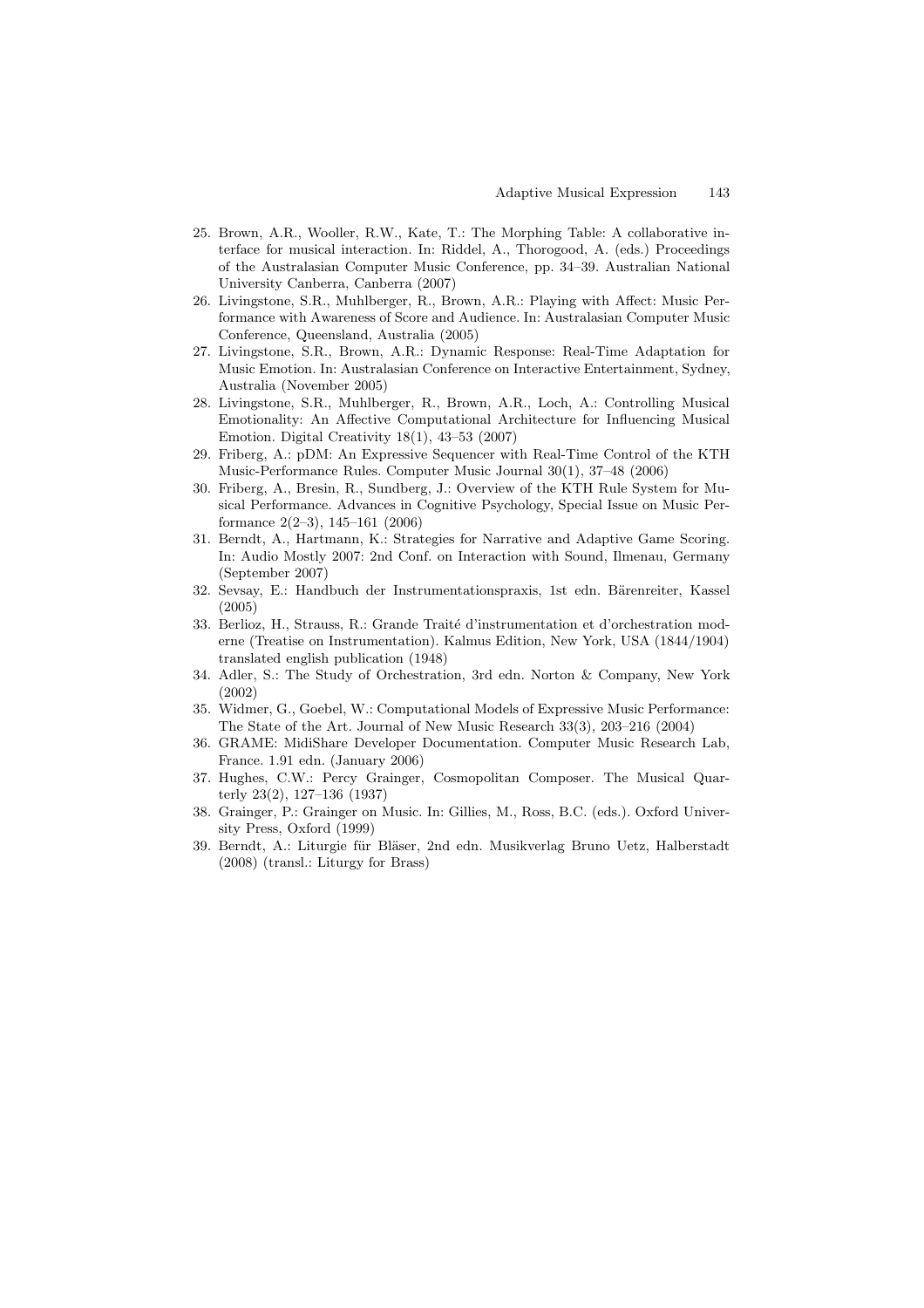25. Brown, A.R., Wooller, R.W., Kate, T.: The Morphing Table: A collaborative interface for musical interaction. In: Riddel, A., Thorogood, A. (eds.) Proceedings of the Australasian Computer Music Conference, pp. 34–39. Australian National University Canberra, Canberra (2007)
26. Livingstone, S.R., Muhlberger, R., Brown, A.R.: Playing with Affect: Music Performance with Awareness of Score and Audience. In: Australasian Computer Music Conference, Queensland, Australia (2005)
27. Livingstone, S.R., Brown, A.R.: Dynamic Response: Real-Time Adaptation for Music Emotion. In: Australasian Conference on Interactive Entertainment, Sydney, Australia (November 2005)
28. Livingstone, S.R., Muhlberger, R., Brown, A.R., Loch, A.: Controlling Musical Emotionality: An Affective Computational Architecture for Influencing Musical Emotion. Digital Creativity 18(1), 43–53 (2007)
29. Friberg, A.: pDM: An Expressive Sequencer with Real-Time Control of the KTH Music-Performance Rules. Computer Music Journal 30(1), 37–48 (2006)
30. Friberg, A., Bresin, R., Sundberg, J.: Overview of the KTH Rule System for Musical Performance. Advances in Cognitive Psychology, Special Issue on Music Performance 2(2–3), 145–161 (2006)
31. Berndt, A., Hartmann, K.: Strategies for Narrative and Adaptive Game Scoring. In: Audio Mostly 2007: 2nd Conf. on Interaction with Sound, Ilmenau, Germany (September 2007)
32. Sevsay, E.: Handbuch der Instrumentationspraxis, 1st edn. Bärenreiter, Kassel (2005)
33. Berlioz, H., Strauss, R.: Grande Traité d'instrumentation et d'orchestration moderne (Treatise on Instrumentation). Kalmus Edition, New York, USA (1844/1904) translated english publication (1948)
34. Adler, S.: The Study of Orchestration, 3rd edn. Norton & Company, New York (2002)
35. Widmer, G., Goebel, W.: Computational Models of Expressive Music Performance: The State of the Art. Journal of New Music Research 33(3), 203–216 (2004)
36. GRAME: MidiShare Developer Documentation. Computer Music Research Lab, France. 1.91 edn. (January 2006)
37. Hughes, C.W.: Percy Grainger, Cosmopolitan Composer. The Musical Quarterly 23(2), 127–136 (1937)
38. Grainger, P.: Grainger on Music. In: Gillies, M., Ross, B.C. (eds.). Oxford University Press, Oxford (1999)
39. Berndt, A.: Liturgie für Bläser, 2nd edn. Musikverlag Bruno Uetz, Halberstadt (2008) (transl.: Liturgy for Brass)